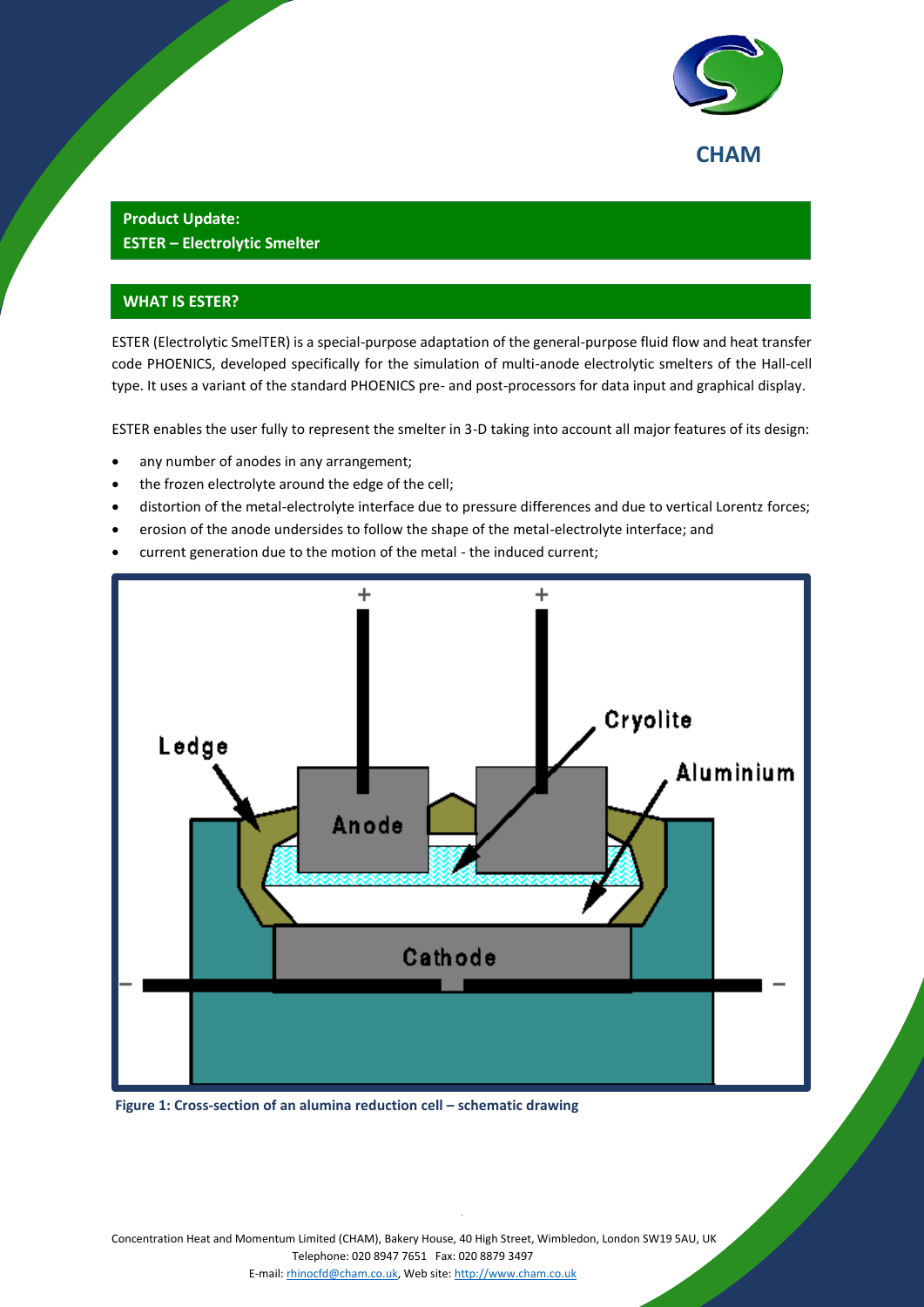CHAM

**Product Update:**
**ESTER – Electrolytic Smelter**

## WHAT IS ESTER?

ESTER (Electrolytic SmelTER) is a special-purpose adaptation of the general-purpose fluid flow and heat transfer code PHOENICS, developed specifically for the simulation of multi-anode electrolytic smelters of the Hall-cell type. It uses a variant of the standard PHOENICS pre- and post-processors for data input and graphical display.

ESTER enables the user fully to represent the smelter in 3-D taking into account all major features of its design:

- any number of anodes in any arrangement;
- the frozen electrolyte around the edge of the cell;
- distortion of the metal-electrolyte interface due to pressure differences and due to vertical Lorentz forces;
- erosion of the anode undersides to follow the shape of the metal-electrolyte interface; and
- current generation due to the motion of the metal - the induced current;

**Figure 1: Cross-section of an alumina reduction cell – schematic drawing**

Concentration Heat and Momentum Limited (CHAM), Bakery House, 40 High Street, Wimbledon, London SW19 5AU, UK
Telephone: 020 8947 7651 Fax: 020 8879 3497
E-mail: rhinocfd@cham.co.uk, Web site: http://www.cham.co.uk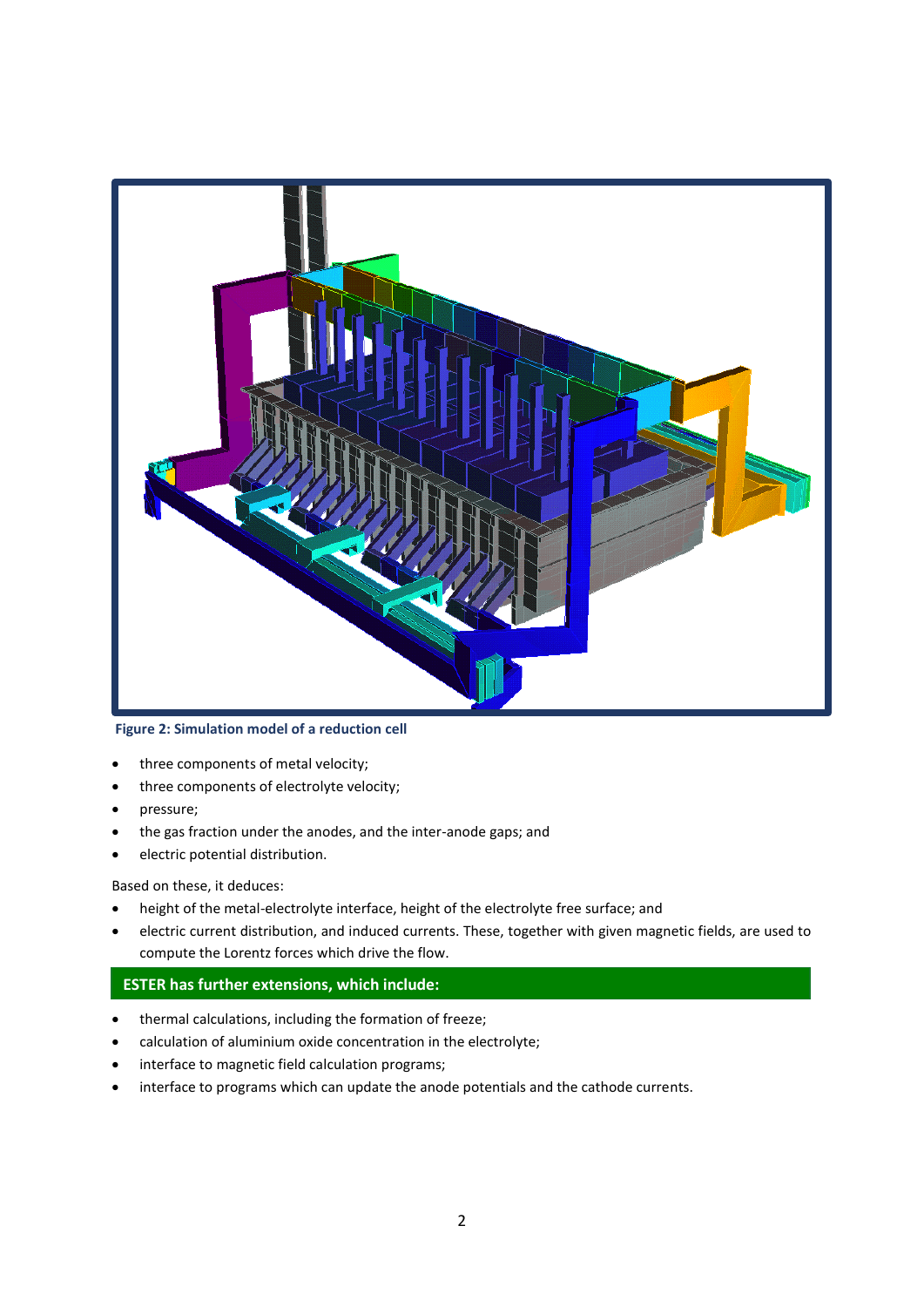Figure 2: Simulation model of a reduction cell

- three components of metal velocity;
- three components of electrolyte velocity;
- pressure;
- the gas fraction under the anodes, and the inter-anode gaps; and
- electric potential distribution.

Based on these, it deduces:

- height of the metal-electrolyte interface, height of the electrolyte free surface; and
- electric current distribution, and induced currents. These, together with given magnetic fields, are used to compute the Lorentz forces which drive the flow.

## ESTER has further extensions, which include:

- thermal calculations, including the formation of freeze;
- calculation of aluminium oxide concentration in the electrolyte;
- interface to magnetic field calculation programs;
- interface to programs which can update the anode potentials and the cathode currents.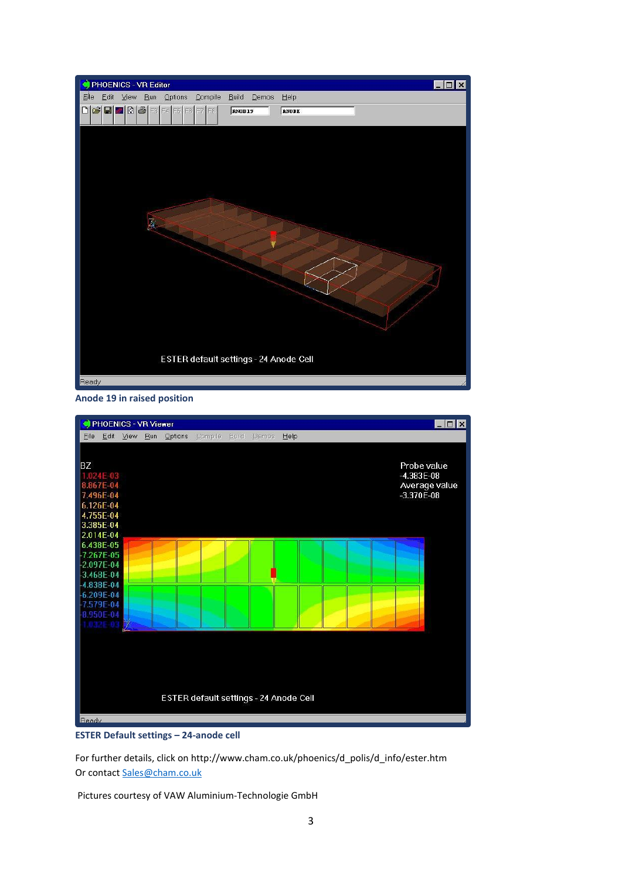PHOENICS - VR Editor

File Edit View Run Options Compile Build Demos Help

ANOD19 ANODE

ESTER default settings - 24 Anode Cell

Ready

**Anode 19 in raised position**

PHOENICS - VR Viewer

File Edit View Run Options Compile Build Demos Help

BZ
1.024E-03
8.867E-04
7.496E-04
6.126E-04
4.755E-04
3.385E-04
2.014E-04
6.438E-05
-7.267E-05
-2.097E-04
-3.468E-04
-4.838E-04
-6.209E-04
-7.579E-04
-8.950E-04
-1.032E-03

Probe value
-4.383E-08
Average value
-3.370E-08

ESTER default settings - 24 Anode Cell

Ready

**ESTER Default settings – 24-anode cell**

For further details, click on http://www.cham.co.uk/phoenics/d_polis/d_info/ester.htm
Or contact Sales@cham.co.uk

Pictures courtesy of VAW Aluminium-Technologie GmbH